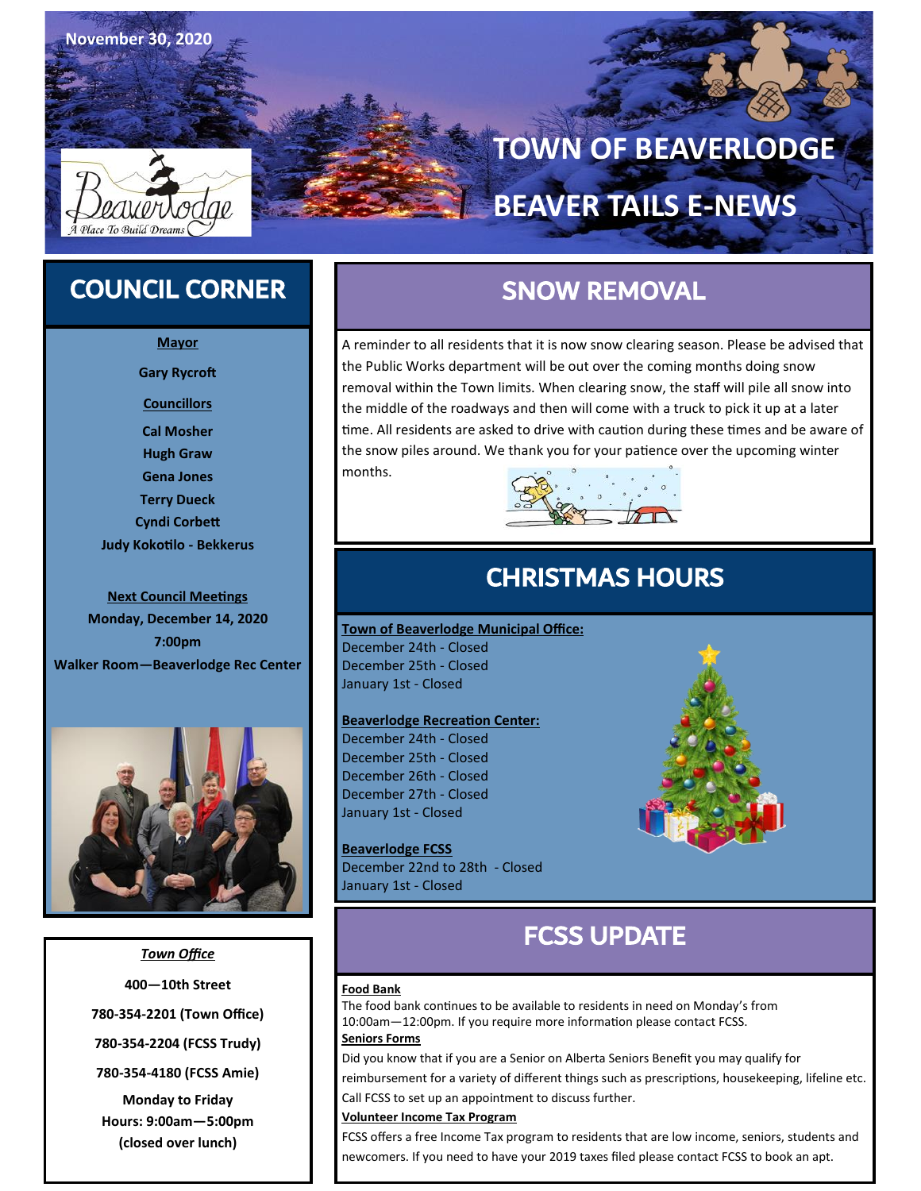November 30, 2020

# TOWN OF BEAVERLODGE

# BEAVER TAILS E-NEWS

## COUNCIL CORNER

**Mayor**

**Gary Rycroft**

**Councillors**

**Cal Mosher**
**Hugh Graw**
**Gena Jones**
**Terry Dueck**
**Cyndi Corbett**
**Judy Kokotilo - Bekkerus**

**Next Council Meetings**
**Monday, December 14, 2020**
**7:00pm**
**Walker Room—Beaverlodge Rec Center**

***Town Office***

**400—10th Street**

**780-354-2201 (Town Office)**

**780-354-2204 (FCSS Trudy)**

**780-354-4180 (FCSS Amie)**

**Monday to Friday**
**Hours: 9:00am—5:00pm**
**(closed over lunch)**

## SNOW REMOVAL

A reminder to all residents that it is now snow clearing season. Please be advised that the Public Works department will be out over the coming months doing snow removal within the Town limits. When clearing snow, the staff will pile all snow into the middle of the roadways and then will come with a truck to pick it up at a later time. All residents are asked to drive with caution during these times and be aware of the snow piles around. We thank you for your patience over the upcoming winter months.

## CHRISTMAS HOURS

**Town of Beaverlodge Municipal Office:**
December 24th - Closed
December 25th - Closed
January 1st - Closed

**Beaverlodge Recreation Center:**
December 24th - Closed
December 25th - Closed
December 26th - Closed
December 27th - Closed
January 1st - Closed

**Beaverlodge FCSS**
December 22nd to 28th - Closed
January 1st - Closed

## FCSS UPDATE

**Food Bank**
The food bank continues to be available to residents in need on Monday's from 10:00am—12:00pm. If you require more information please contact FCSS.

**Seniors Forms**
Did you know that if you are a Senior on Alberta Seniors Benefit you may qualify for reimbursement for a variety of different things such as prescriptions, housekeeping, lifeline etc. Call FCSS to set up an appointment to discuss further.

**Volunteer Income Tax Program**
FCSS offers a free Income Tax program to residents that are low income, seniors, students and newcomers. If you need to have your 2019 taxes filed please contact FCSS to book an apt.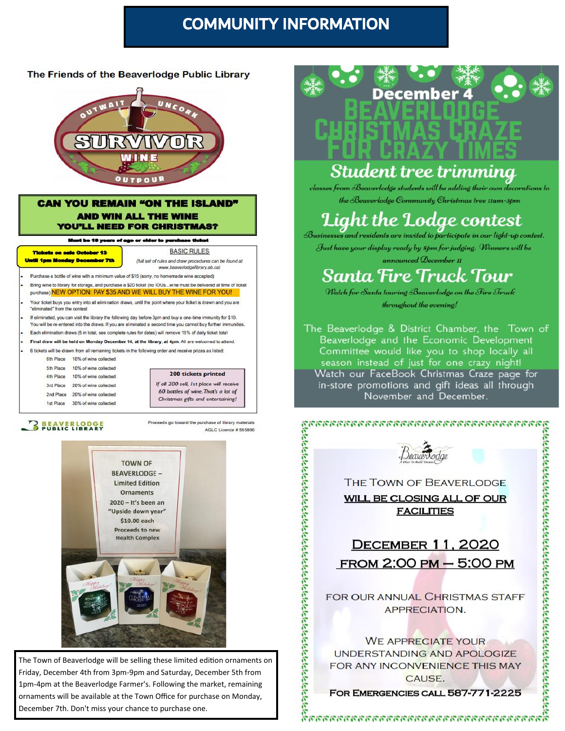# COMMUNITY INFORMATION

## The Friends of the Beaverlodge Public Library

OUTWAIT · UNCORK · SURVIVOR WINE · OUTPOUR

### CAN YOU REMAIN "ON THE ISLAND" AND WIN ALL THE WINE YOU'LL NEED FOR CHRISTMAS?

**Must be 18 years of age or older to purchase ticket**

**Tickets on sale October 13 Until 1pm Monday December 7th**

BASIC RULES:

(full set of rules and draw procedures can be found at www.beaverlodgelibrary.ab.ca)

- Purchase a bottle of wine with a minimum value of $15 (sorry, no homemade wine accepted)
- Bring wine to library for storage, and purchase a $20 ticket (no IOUs...wine must be delivered at time of ticket purchase) NEW OPTION: PAY $35 AND WE WILL BUY THE WINE FOR YOU!
- Your ticket buys you entry into all elimination draws, until the point where your ticket is drawn and you are "eliminated" from the contest
- If eliminated, you can visit the library the following day before 3pm and buy a one-time immunity for $10. You will be re-entered into the draws. If you are eliminated a second time you cannot buy further immunities.
- Each elimination draws (5 in total, see complete rules for dates) will remove 15% of daily ticket total
- **Final draw will be held on Monday December 14, at the library, at 4pm.** All are welcomed to attend.
- 6 tickets will be drawn from all remaining tickets in the following order and receive prizes as listed:

| Place | Prize |
|---|---|
| 6th Place | 10% of wine collected |
| 5th Place | 10% of wine collected |
| 4th Place | 10% of wine collected |
| 3rd Place | 20% of wine collected |
| 2nd Place | 20% of wine collected |
| 1st Place | 30% of wine collected |

**200 tickets printed**

*If all 200 sell, 1st place will receive 60 bottles of wine. That's a lot of Christmas gifts and entertaining!*

BEAVERLODGE PUBLIC LIBRARY

Proceeds go toward the purchase of library materials
AGLC Licence # 565896

TOWN OF BEAVERLODGE – Limited Edition Ornaments
2020 – It's been an "Upside down year"
$10.00 each
Proceeds to new Health Complex

The Town of Beaverlodge will be selling these limited edition ornaments on Friday, December 4th from 3pm-9pm and Saturday, December 5th from 1pm-4pm at the Beaverlodge Farmer's. Following the market, remaining ornaments will be available at the Town Office for purchase on Monday, December 7th. Don't miss your chance to purchase one.

## December 4
## BEAVERLODGE CHRISTMAS CRAZE FOR CRAZY TIMES

### Student tree trimming

*classes from Beaverlodge students will be adding their own decorations to the Beaverlodge Community Christmas tree 11am-3pm*

### Light the Lodge contest

*Businesses and residents are invited to participate in our light-up contest. Just have your display ready by 5pm for judging. Winners will be announced December 11*

### Santa Fire Truck Tour

*Watch for Santa touring Beaverlodge on the Fire Truck throughout the evening!*

The Beaverlodge & District Chamber, the Town of Beaverlodge and the Economic Development Committee would like you to shop locally all season instead of just for one crazy night! Watch our FaceBook Christmas Craze page for in-store promotions and gift ideas all through November and December.

Beaverlodge – A Place To Build Dreams

THE TOWN OF BEAVERLODGE **WILL BE CLOSING ALL OF OUR FACILITIES**

**DECEMBER 11, 2020**
**FROM 2:00 PM – 5:00 PM**

FOR OUR ANNUAL CHRISTMAS STAFF APPRECIATION.

WE APPRECIATE YOUR UNDERSTANDING AND APOLOGIZE FOR ANY INCONVENIENCE THIS MAY CAUSE.

**FOR EMERGENCIES CALL 587-771-2225**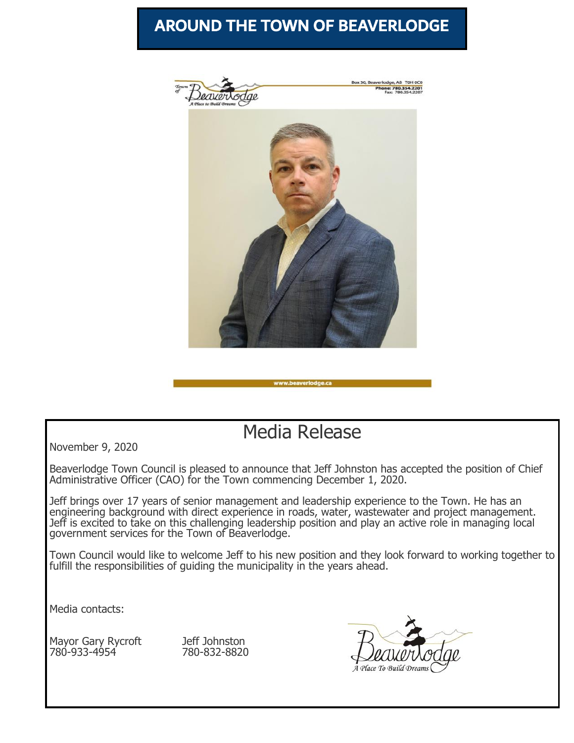# AROUND THE TOWN OF BEAVERLODGE

Box 30, Beaverlodge, AB T0H 0C0
Phone: 780.354.2201
Fax: 780.354.2207

www.beaverlodge.ca

## Media Release

November 9, 2020

Beaverlodge Town Council is pleased to announce that Jeff Johnston has accepted the position of Chief Administrative Officer (CAO) for the Town commencing December 1, 2020.

Jeff brings over 17 years of senior management and leadership experience to the Town. He has an engineering background with direct experience in roads, water, wastewater and project management. Jeff is excited to take on this challenging leadership position and play an active role in managing local government services for the Town of Beaverlodge.

Town Council would like to welcome Jeff to his new position and they look forward to working together to fulfill the responsibilities of guiding the municipality in the years ahead.

Media contacts:

Mayor Gary Rycroft
780-933-4954

Jeff Johnston
780-832-8820

Beaverlodge
A Place To Build Dreams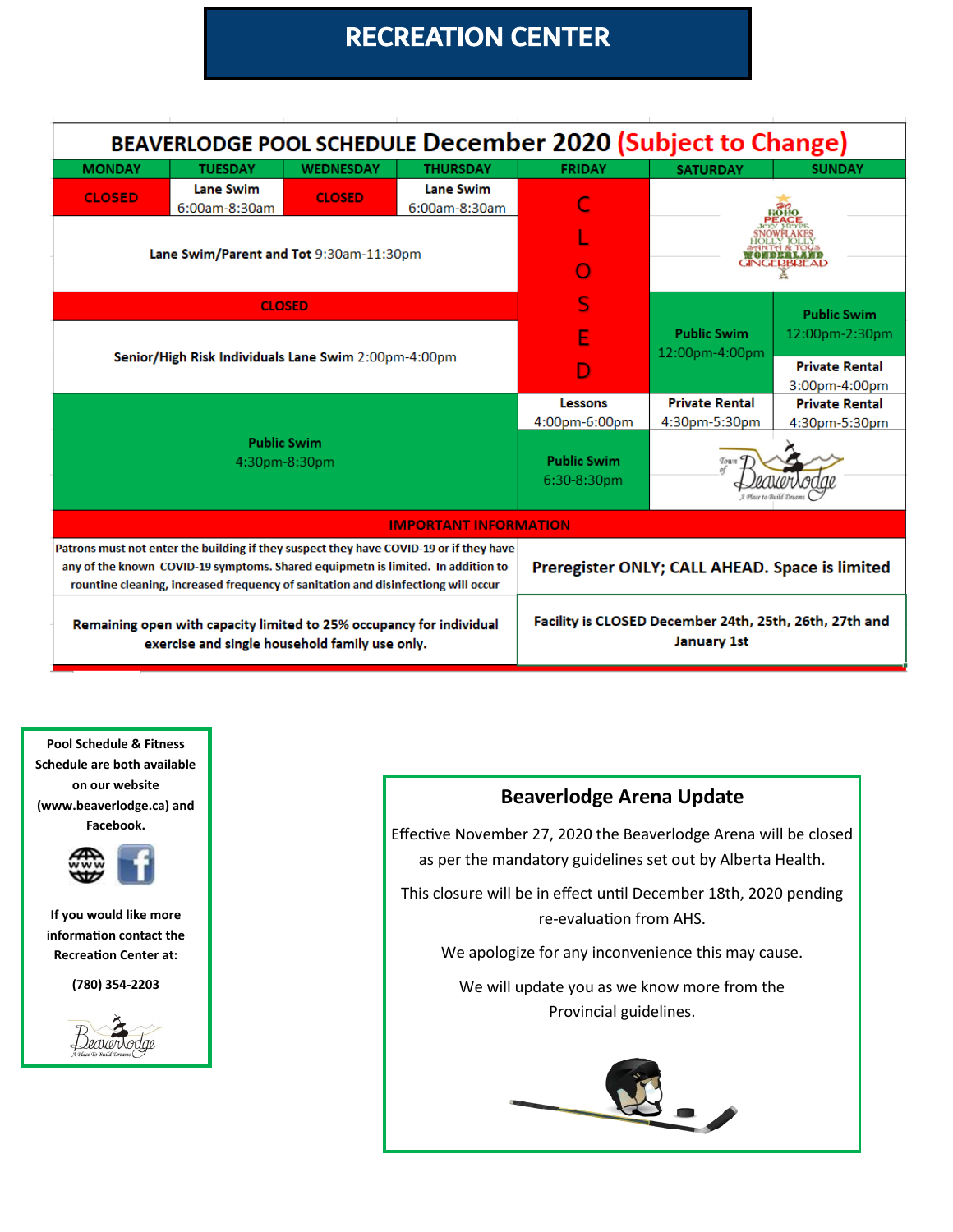# RECREATION CENTER

## BEAVERLOGDE POOL SCHEDULE December 2020 (Subject to Change)

| MONDAY | TUESDAY | WEDNESDAY | THURSDAY | FRIDAY | SATURDAY | SUNDAY |
|---|---|---|---|---|---|---|
| CLOSED | Lane Swim 6:00am-8:30am | CLOSED | Lane Swim 6:00am-8:30am | CLOSED | | |
| Lane Swim/Parent and Tot 9:30am-11:30pm | | | | CLOSED | | |
| CLOSED | | | | CLOSED | Public Swim 12:00pm-4:00pm | Public Swim 12:00pm-2:30pm |
| Senior/High Risk Individuals Lane Swim 2:00pm-4:00pm | | | | CLOSED | Public Swim 12:00pm-4:00pm | Private Rental 3:00pm-4:00pm |
| Public Swim 4:30pm-8:30pm | | | | Lessons 4:00pm-6:00pm | Private Rental 4:30pm-5:30pm | Private Rental 4:30pm-5:30pm |
| Public Swim 4:30pm-8:30pm | | | | Public Swim 6:30-8:30pm | | |

### IMPORTANT INFORMATION

Patrons must not enter the building if they suspect they have COVID-19 or if they have any of the known COVID-19 symptoms. Shared equipmetn is limited. In addition to rountine cleaning, increased frequency of sanitation and disinfectiong will occur

**Preregister ONLY; CALL AHEAD. Space is limited**

**Remaining open with capacity limited to 25% occupancy for individual exercise and single household family use only.**

**Facility is CLOSED December 24th, 25th, 26th, 27th and January 1st**

**Pool Schedule & Fitness Schedule are both available on our website (www.beaverlodge.ca) and Facebook.**

**If you would like more information contact the Recreation Center at:**

**(780) 354-2203**

## Beaverlodge Arena Update

Effective November 27, 2020 the Beaverlodge Arena will be closed as per the mandatory guidelines set out by Alberta Health.

This closure will be in effect until December 18th, 2020 pending re-evaluation from AHS.

We apologize for any inconvenience this may cause.

We will update you as we know more from the Provincial guidelines.